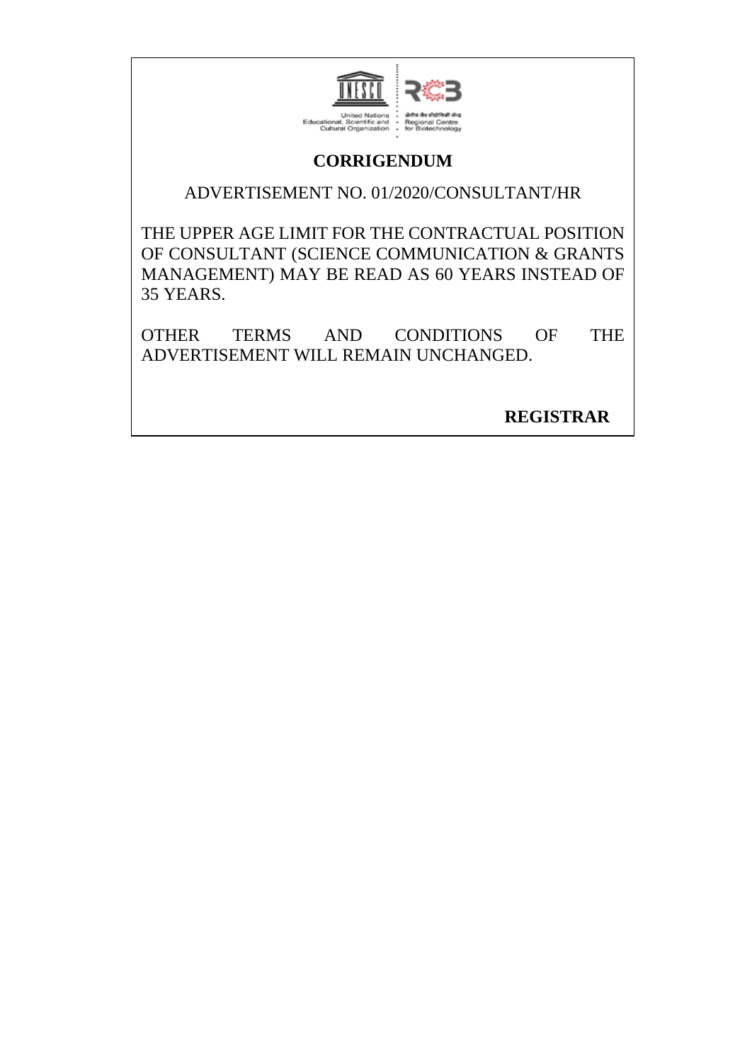United Nations Educational, Scientific and Cultural Organization
क्षेत्रीय जैव प्रौद्योगिकी केन्द्र
Regional Centre for Biotechnology

# CORRIGENDUM

ADVERTISEMENT NO. 01/2020/CONSULTANT/HR

THE UPPER AGE LIMIT FOR THE CONTRACTUAL POSITION OF CONSULTANT (SCIENCE COMMUNICATION & GRANTS MANAGEMENT) MAY BE READ AS 60 YEARS INSTEAD OF 35 YEARS.

OTHER TERMS AND CONDITIONS OF THE ADVERTISEMENT WILL REMAIN UNCHANGED.

**REGISTRAR**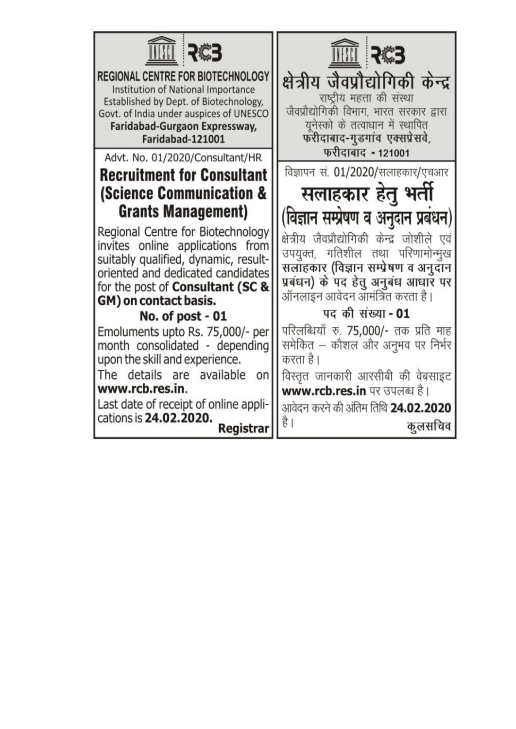UNESCO RCB

**REGIONAL CENTRE FOR BIOTECHNOLOGY**

Institution of National Importance
Established by Dept. of Biotechnology, Govt. of India under auspices of UNESCO
**Faridabad-Gurgaon Expressway, Faridabad-121001**

Advt. No. 01/2020/Consultant/HR

# Recruitment for Consultant (Science Communication & Grants Management)

Regional Centre for Biotechnology invites online applications from suitably qualified, dynamic, result-oriented and dedicated candidates for the post of **Consultant (SC & GM) on contact basis.**

**No. of post - 01**

Emoluments upto Rs. 75,000/- per month consolidated - depending upon the skill and experience.

The details are available on **www.rcb.res.in**.

Last date of receipt of online applications is **24.02.2020.**

**Registrar**

---

UNESCO RCB

**क्षेत्रीय जैवप्रौद्योगिकी केन्द्र**

राष्ट्रीय महत्ता की संस्था
जैवप्रौद्योगिकी विभाग, भारत सरकार द्वारा यूनेस्को के तत्वाधान में स्थापित
**फरीदाबाद-गुडगांव एक्सप्रेसवे, फरीदाबाद - 121001**

विज्ञापन सं. 01/2020/सलाहकार/एचआर

# सलाहकार हेतु भर्ती (विज्ञान सम्प्रेषण व अनुदान प्रबंधन)

क्षेत्रीय जैवप्रौद्योगिकी केन्द्र जोशीले एवं उपयुक्त, गतिशील तथा परिणामोन्मुख **सलाहकार (विज्ञान सम्प्रेषण व अनुदान प्रबंधन) के पद हेतु अनुबंध आधार पर** ऑनलाइन आवेदन आमंत्रित करता है।

**पद की संख्या - 01**

परिलब्धियाँ रु. 75,000/- तक प्रति माह समेकित – कौशल और अनुभव पर निर्भर करता है।

विस्तृत जानकारी आरसीबी की वेबसाइट **www.rcb.res.in** पर उपलब्ध है।

आवेदन करने की अंतिम तिथि **24.02.2020** है।

**कुलसचिव**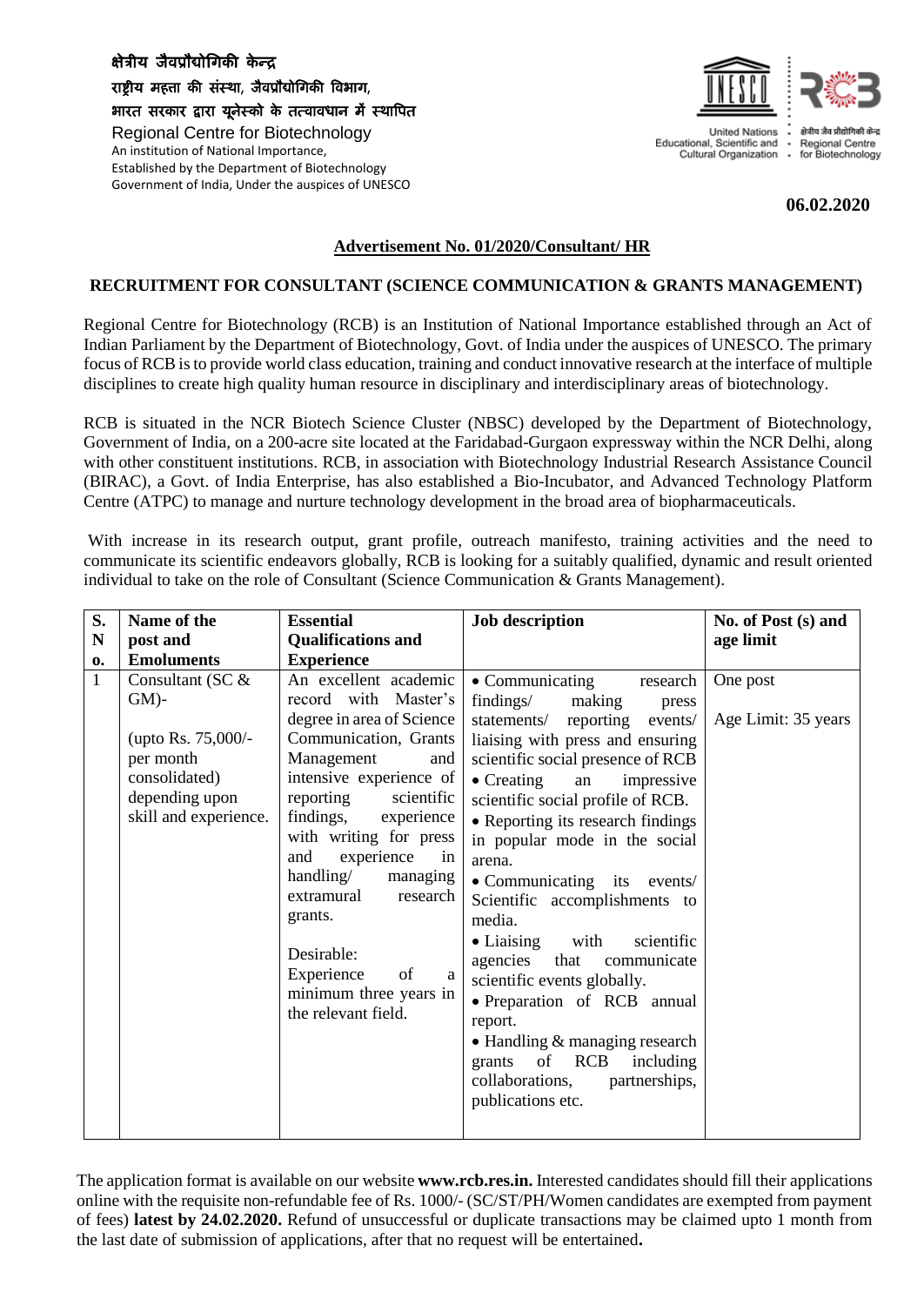क्षेत्रीय जैवप्रौद्योगिकी केन्द्र
राष्ट्रीय महत्ता की संस्था, जैवप्रौद्योगिकी विभाग,
भारत सरकार द्वारा यूनेस्को के तत्वावधान में स्थापित

Regional Centre for Biotechnology
An institution of National Importance,
Established by the Department of Biotechnology
Government of India, Under the auspices of UNESCO

United Nations Educational, Scientific and Cultural Organization · क्षेत्रीय जैव प्रौद्योगिकी केन्द्र Regional Centre for Biotechnology

**06.02.2020**

**Advertisement No. 01/2020/Consultant/ HR**

**RECRUITMENT FOR CONSULTANT (SCIENCE COMMUNICATION & GRANTS MANAGEMENT)**

Regional Centre for Biotechnology (RCB) is an Institution of National Importance established through an Act of Indian Parliament by the Department of Biotechnology, Govt. of India under the auspices of UNESCO. The primary focus of RCB is to provide world class education, training and conduct innovative research at the interface of multiple disciplines to create high quality human resource in disciplinary and interdisciplinary areas of biotechnology.

RCB is situated in the NCR Biotech Science Cluster (NBSC) developed by the Department of Biotechnology, Government of India, on a 200-acre site located at the Faridabad-Gurgaon expressway within the NCR Delhi, along with other constituent institutions. RCB, in association with Biotechnology Industrial Research Assistance Council (BIRAC), a Govt. of India Enterprise, has also established a Bio-Incubator, and Advanced Technology Platform Centre (ATPC) to manage and nurture technology development in the broad area of biopharmaceuticals.

With increase in its research output, grant profile, outreach manifesto, training activities and the need to communicate its scientific endeavors globally, RCB is looking for a suitably qualified, dynamic and result oriented individual to take on the role of Consultant (Science Communication & Grants Management).

| S. No. | Name of the post and Emoluments | Essential Qualifications and Experience | Job description | No. of Post (s) and age limit |
|---|---|---|---|---|
| 1 | Consultant (SC & GM)- <br><br> (upto Rs. 75,000/- per month consolidated) depending upon skill and experience. | An excellent academic record with Master's degree in area of Science Communication, Grants Management and intensive experience of reporting scientific findings, experience with writing for press and experience in handling/ managing extramural research grants. <br><br> Desirable: <br> Experience of a minimum three years in the relevant field. | • Communicating research findings/ making press statements/ reporting events/ liaising with press and ensuring scientific social presence of RCB <br> • Creating an impressive scientific social profile of RCB. <br> • Reporting its research findings in popular mode in the social arena. <br> • Communicating its events/ Scientific accomplishments to media. <br> • Liaising with scientific agencies that communicate scientific events globally. <br> • Preparation of RCB annual report. <br> • Handling & managing research grants of RCB including collaborations, partnerships, publications etc. | One post <br><br> Age Limit: 35 years |

The application format is available on our website **www.rcb.res.in.** Interested candidates should fill their applications online with the requisite non-refundable fee of Rs. 1000/- (SC/ST/PH/Women candidates are exempted from payment of fees) **latest by 24.02.2020.** Refund of unsuccessful or duplicate transactions may be claimed upto 1 month from the last date of submission of applications, after that no request will be entertained**.**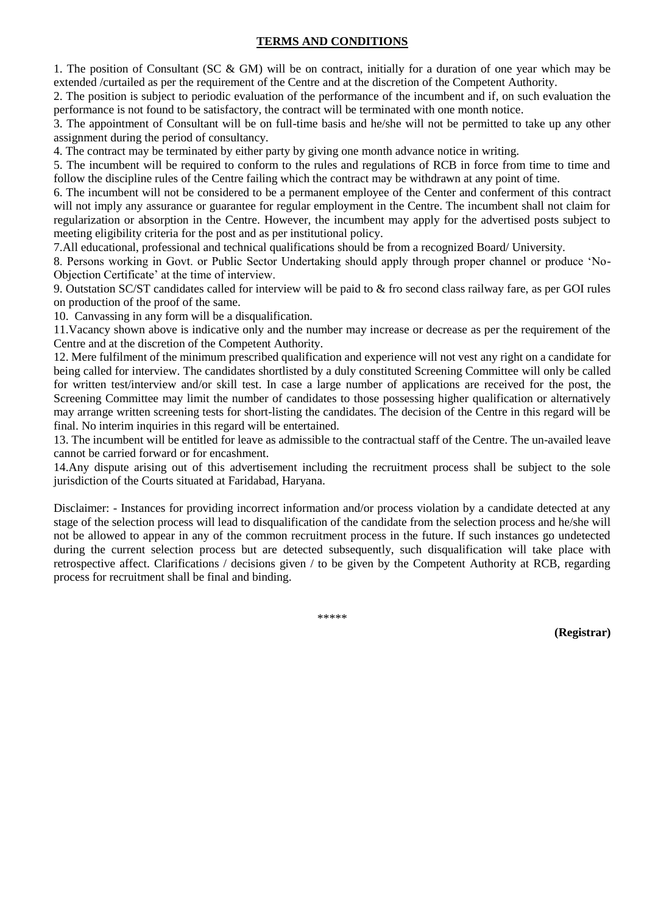## TERMS AND CONDITIONS

1. The position of Consultant (SC & GM) will be on contract, initially for a duration of one year which may be extended /curtailed as per the requirement of the Centre and at the discretion of the Competent Authority.
2. The position is subject to periodic evaluation of the performance of the incumbent and if, on such evaluation the performance is not found to be satisfactory, the contract will be terminated with one month notice.
3. The appointment of Consultant will be on full-time basis and he/she will not be permitted to take up any other assignment during the period of consultancy.
4. The contract may be terminated by either party by giving one month advance notice in writing.
5. The incumbent will be required to conform to the rules and regulations of RCB in force from time to time and follow the discipline rules of the Centre failing which the contract may be withdrawn at any point of time.
6. The incumbent will not be considered to be a permanent employee of the Center and conferment of this contract will not imply any assurance or guarantee for regular employment in the Centre. The incumbent shall not claim for regularization or absorption in the Centre. However, the incumbent may apply for the advertised posts subject to meeting eligibility criteria for the post and as per institutional policy.
7. All educational, professional and technical qualifications should be from a recognized Board/ University.
8. Persons working in Govt. or Public Sector Undertaking should apply through proper channel or produce 'No-Objection Certificate' at the time of interview.
9. Outstation SC/ST candidates called for interview will be paid to & fro second class railway fare, as per GOI rules on production of the proof of the same.
10. Canvassing in any form will be a disqualification.
11. Vacancy shown above is indicative only and the number may increase or decrease as per the requirement of the Centre and at the discretion of the Competent Authority.
12. Mere fulfilment of the minimum prescribed qualification and experience will not vest any right on a candidate for being called for interview. The candidates shortlisted by a duly constituted Screening Committee will only be called for written test/interview and/or skill test. In case a large number of applications are received for the post, the Screening Committee may limit the number of candidates to those possessing higher qualification or alternatively may arrange written screening tests for short-listing the candidates. The decision of the Centre in this regard will be final. No interim inquiries in this regard will be entertained.
13. The incumbent will be entitled for leave as admissible to the contractual staff of the Centre. The un-availed leave cannot be carried forward or for encashment.
14. Any dispute arising out of this advertisement including the recruitment process shall be subject to the sole jurisdiction of the Courts situated at Faridabad, Haryana.

Disclaimer: - Instances for providing incorrect information and/or process violation by a candidate detected at any stage of the selection process will lead to disqualification of the candidate from the selection process and he/she will not be allowed to appear in any of the common recruitment process in the future. If such instances go undetected during the current selection process but are detected subsequently, such disqualification will take place with retrospective affect. Clarifications / decisions given / to be given by the Competent Authority at RCB, regarding process for recruitment shall be final and binding.

*****

**(Registrar)**